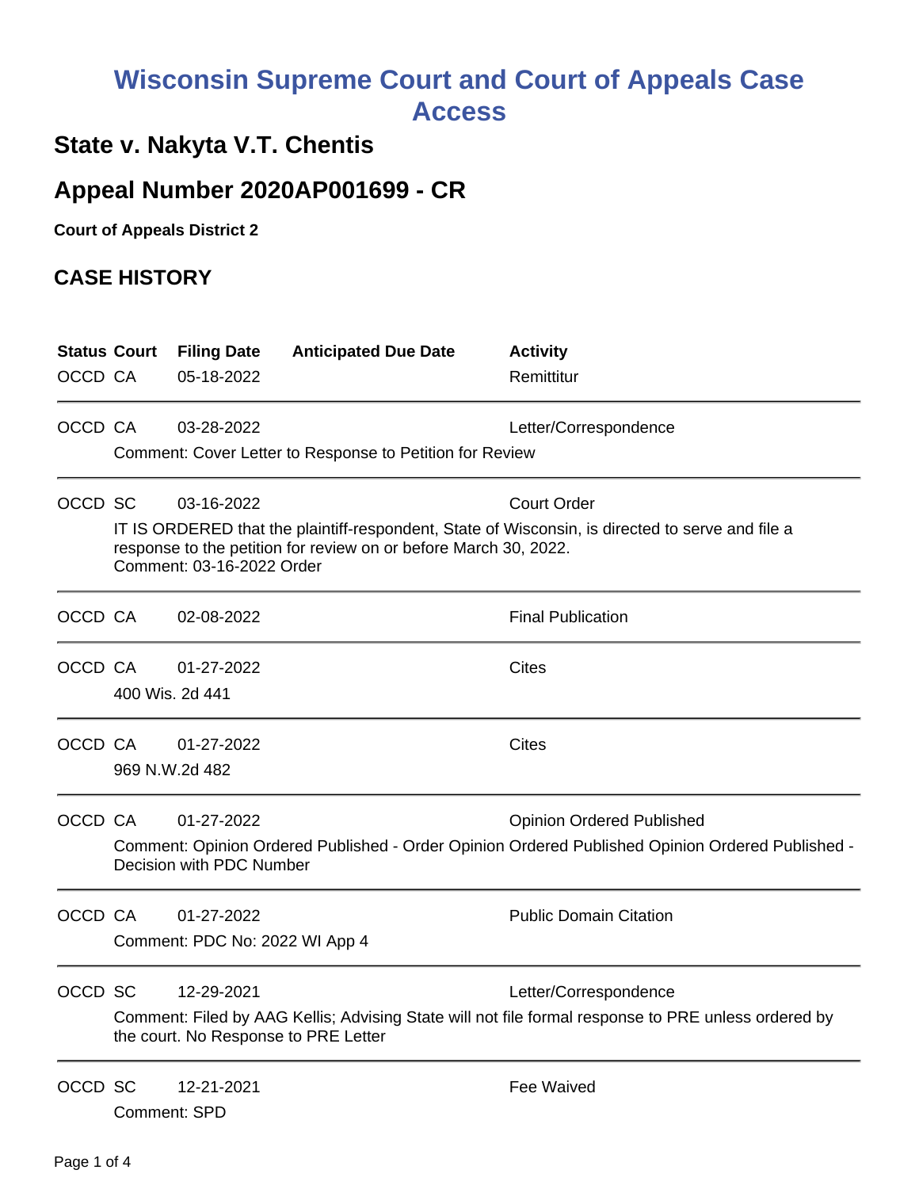# Wisconsin Supreme Court and Court of Appeals Case Access

## State v. Nakyta V.T. Chentis

## Appeal Number 2020AP001699 - CR

**Court of Appeals District 2**

## CASE HISTORY

| Status | Court | Filing Date | Anticipated Due Date | Activity |
|---|---|---|---|---|
| OCCD | CA | 05-18-2022 | | Remittitur |
| OCCD | CA | 03-28-2022 | | Letter/Correspondence |
| | Comment: Cover Letter to Response to Petition for Review | | | |
| OCCD | SC | 03-16-2022 | | Court Order |
| | IT IS ORDERED that the plaintiff-respondent, State of Wisconsin, is directed to serve and file a response to the petition for review on or before March 30, 2022. Comment: 03-16-2022 Order | | | |
| OCCD | CA | 02-08-2022 | | Final Publication |
| OCCD | CA | 01-27-2022 | | Cites |
| | 400 Wis. 2d 441 | | | |
| OCCD | CA | 01-27-2022 | | Cites |
| | 969 N.W.2d 482 | | | |
| OCCD | CA | 01-27-2022 | | Opinion Ordered Published |
| | Comment: Opinion Ordered Published - Order Opinion Ordered Published Opinion Ordered Published - Decision with PDC Number | | | |
| OCCD | CA | 01-27-2022 | | Public Domain Citation |
| | Comment: PDC No: 2022 WI App 4 | | | |
| OCCD | SC | 12-29-2021 | | Letter/Correspondence |
| | Comment: Filed by AAG Kellis; Advising State will not file formal response to PRE unless ordered by the court. No Response to PRE Letter | | | |
| OCCD | SC | 12-21-2021 | | Fee Waived |
| | Comment: SPD | | | |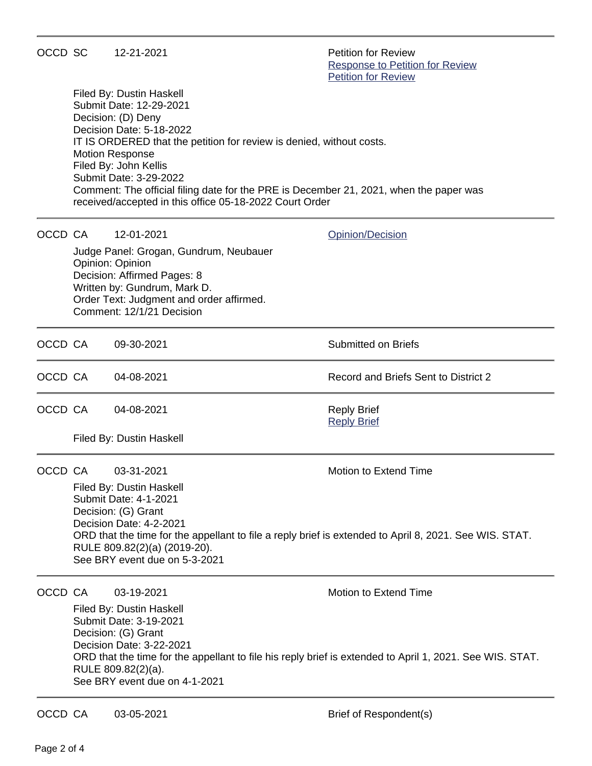---

OCCD SC 12-21-2021 — Petition for Review
[Response to Petition for Review]
[Petition for Review]

Filed By: Dustin Haskell
Submit Date: 12-29-2021
Decision: (D) Deny
Decision Date: 5-18-2022
IT IS ORDERED that the petition for review is denied, without costs.
Motion Response
Filed By: John Kellis
Submit Date: 3-29-2022
Comment: The official filing date for the PRE is December 21, 2021, when the paper was received/accepted in this office 05-18-2022 Court Order

---

OCCD CA 12-01-2021 — [Opinion/Decision]

Judge Panel: Grogan, Gundrum, Neubauer
Opinion: Opinion
Decision: Affirmed Pages: 8
Written by: Gundrum, Mark D.
Order Text: Judgment and order affirmed.
Comment: 12/1/21 Decision

---

OCCD CA 09-30-2021 — Submitted on Briefs

---

OCCD CA 04-08-2021 — Record and Briefs Sent to District 2

---

OCCD CA 04-08-2021 — Reply Brief
[Reply Brief]

Filed By: Dustin Haskell

---

OCCD CA 03-31-2021 — Motion to Extend Time

Filed By: Dustin Haskell
Submit Date: 4-1-2021
Decision: (G) Grant
Decision Date: 4-2-2021
ORD that the time for the appellant to file a reply brief is extended to April 8, 2021. See WIS. STAT. RULE 809.82(2)(a) (2019-20).
See BRY event due on 5-3-2021

---

OCCD CA 03-19-2021 — Motion to Extend Time

Filed By: Dustin Haskell
Submit Date: 3-19-2021
Decision: (G) Grant
Decision Date: 3-22-2021
ORD that the time for the appellant to file his reply brief is extended to April 1, 2021. See WIS. STAT. RULE 809.82(2)(a).
See BRY event due on 4-1-2021

---

OCCD CA 03-05-2021 — Brief of Respondent(s)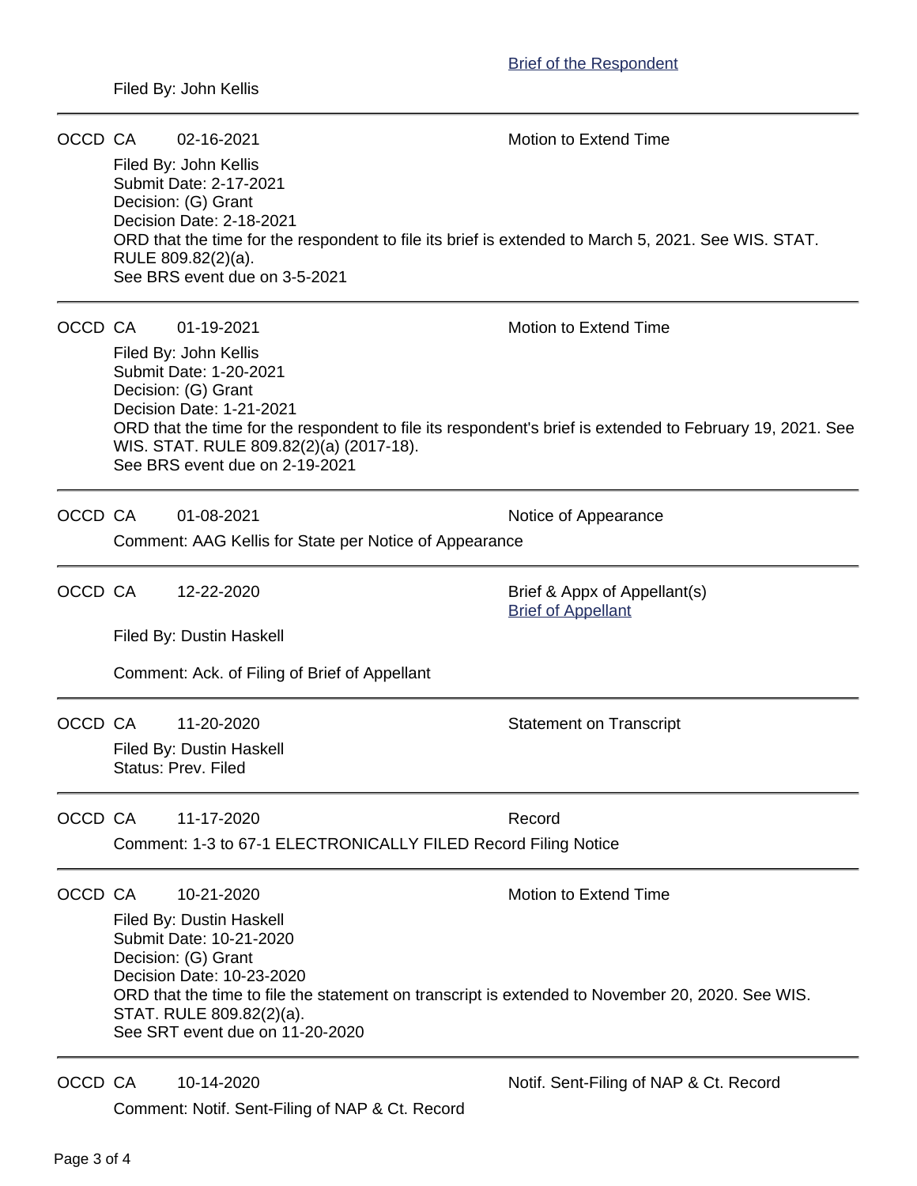Brief of the Respondent

Filed By: John Kellis

---

OCCD CA 02-16-2021 Motion to Extend Time

Filed By: John Kellis
Submit Date: 2-17-2021
Decision: (G) Grant
Decision Date: 2-18-2021
ORD that the time for the respondent to file its brief is extended to March 5, 2021. See WIS. STAT. RULE 809.82(2)(a).
See BRS event due on 3-5-2021

---

OCCD CA 01-19-2021 Motion to Extend Time

Filed By: John Kellis
Submit Date: 1-20-2021
Decision: (G) Grant
Decision Date: 1-21-2021
ORD that the time for the respondent to file its respondent's brief is extended to February 19, 2021. See WIS. STAT. RULE 809.82(2)(a) (2017-18).
See BRS event due on 2-19-2021

---

OCCD CA 01-08-2021 Notice of Appearance

Comment: AAG Kellis for State per Notice of Appearance

---

OCCD CA 12-22-2020 Brief & Appx of Appellant(s)
Brief of Appellant

Filed By: Dustin Haskell

Comment: Ack. of Filing of Brief of Appellant

---

OCCD CA 11-20-2020 Statement on Transcript

Filed By: Dustin Haskell
Status: Prev. Filed

---

OCCD CA 11-17-2020 Record

Comment: 1-3 to 67-1 ELECTRONICALLY FILED Record Filing Notice

---

OCCD CA 10-21-2020 Motion to Extend Time

Filed By: Dustin Haskell
Submit Date: 10-21-2020
Decision: (G) Grant
Decision Date: 10-23-2020
ORD that the time to file the statement on transcript is extended to November 20, 2020. See WIS. STAT. RULE 809.82(2)(a).
See SRT event due on 11-20-2020

---

OCCD CA 10-14-2020 Notif. Sent-Filing of NAP & Ct. Record

Comment: Notif. Sent-Filing of NAP & Ct. Record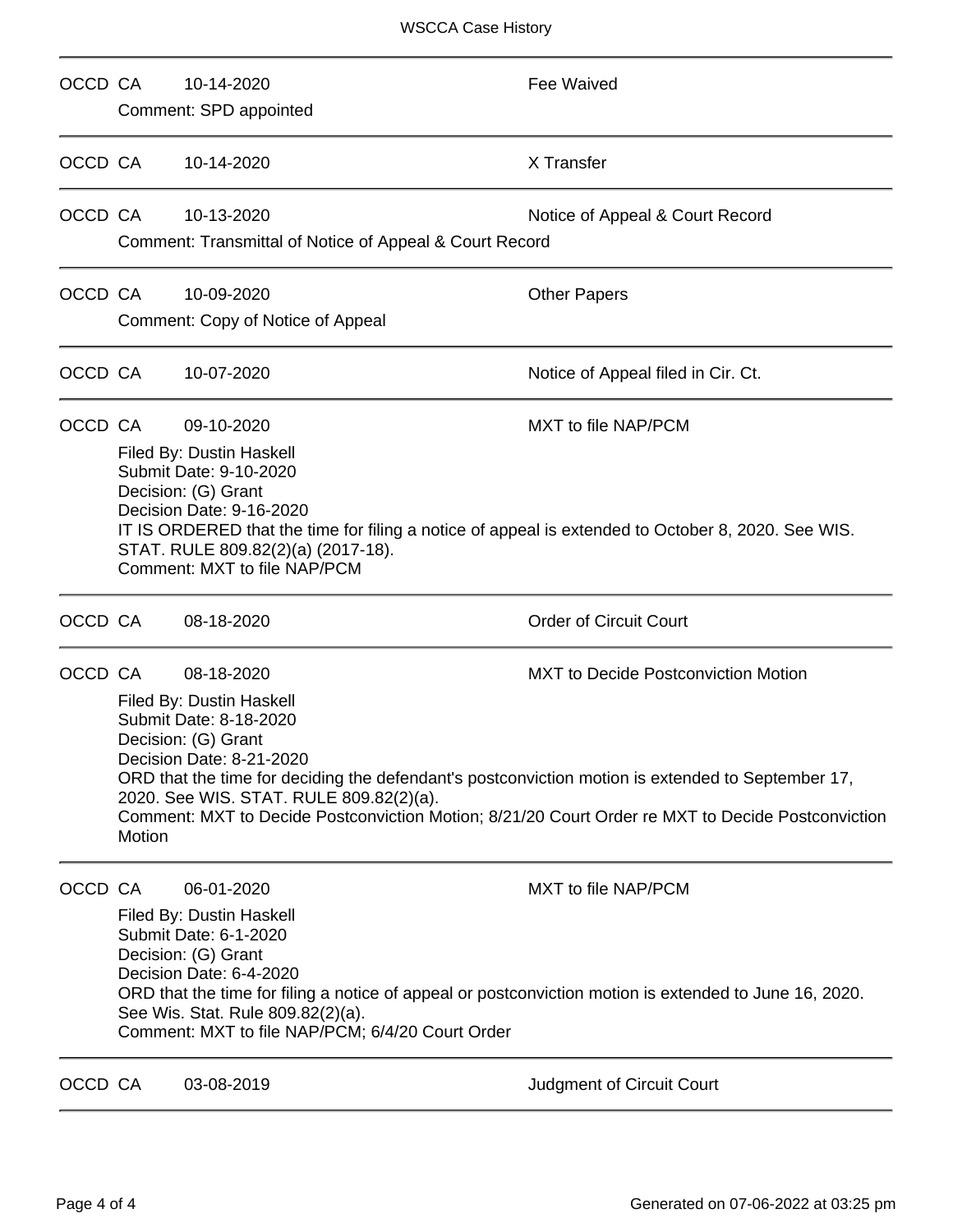| | | | |
|---|---|---|---|
| OCCD | CA | 10-14-2020 | Fee Waived |

Comment: SPD appointed

| | | | |
|---|---|---|---|
| OCCD | CA | 10-14-2020 | X Transfer |

| | | | |
|---|---|---|---|
| OCCD | CA | 10-13-2020 | Notice of Appeal & Court Record |

Comment: Transmittal of Notice of Appeal & Court Record

| | | | |
|---|---|---|---|
| OCCD | CA | 10-09-2020 | Other Papers |

Comment: Copy of Notice of Appeal

| | | | |
|---|---|---|---|
| OCCD | CA | 10-07-2020 | Notice of Appeal filed in Cir. Ct. |

| | | | |
|---|---|---|---|
| OCCD | CA | 09-10-2020 | MXT to file NAP/PCM |

Filed By: Dustin Haskell
Submit Date: 9-10-2020
Decision: (G) Grant
Decision Date: 9-16-2020
IT IS ORDERED that the time for filing a notice of appeal is extended to October 8, 2020. See WIS. STAT. RULE 809.82(2)(a) (2017-18).
Comment: MXT to file NAP/PCM

| | | | |
|---|---|---|---|
| OCCD | CA | 08-18-2020 | Order of Circuit Court |

| | | | |
|---|---|---|---|
| OCCD | CA | 08-18-2020 | MXT to Decide Postconviction Motion |

Filed By: Dustin Haskell
Submit Date: 8-18-2020
Decision: (G) Grant
Decision Date: 8-21-2020
ORD that the time for deciding the defendant's postconviction motion is extended to September 17, 2020. See WIS. STAT. RULE 809.82(2)(a).
Comment: MXT to Decide Postconviction Motion; 8/21/20 Court Order re MXT to Decide Postconviction Motion

| | | | |
|---|---|---|---|
| OCCD | CA | 06-01-2020 | MXT to file NAP/PCM |

Filed By: Dustin Haskell
Submit Date: 6-1-2020
Decision: (G) Grant
Decision Date: 6-4-2020
ORD that the time for filing a notice of appeal or postconviction motion is extended to June 16, 2020. See Wis. Stat. Rule 809.82(2)(a).
Comment: MXT to file NAP/PCM; 6/4/20 Court Order

| | | | |
|---|---|---|---|
| OCCD | CA | 03-08-2019 | Judgment of Circuit Court |